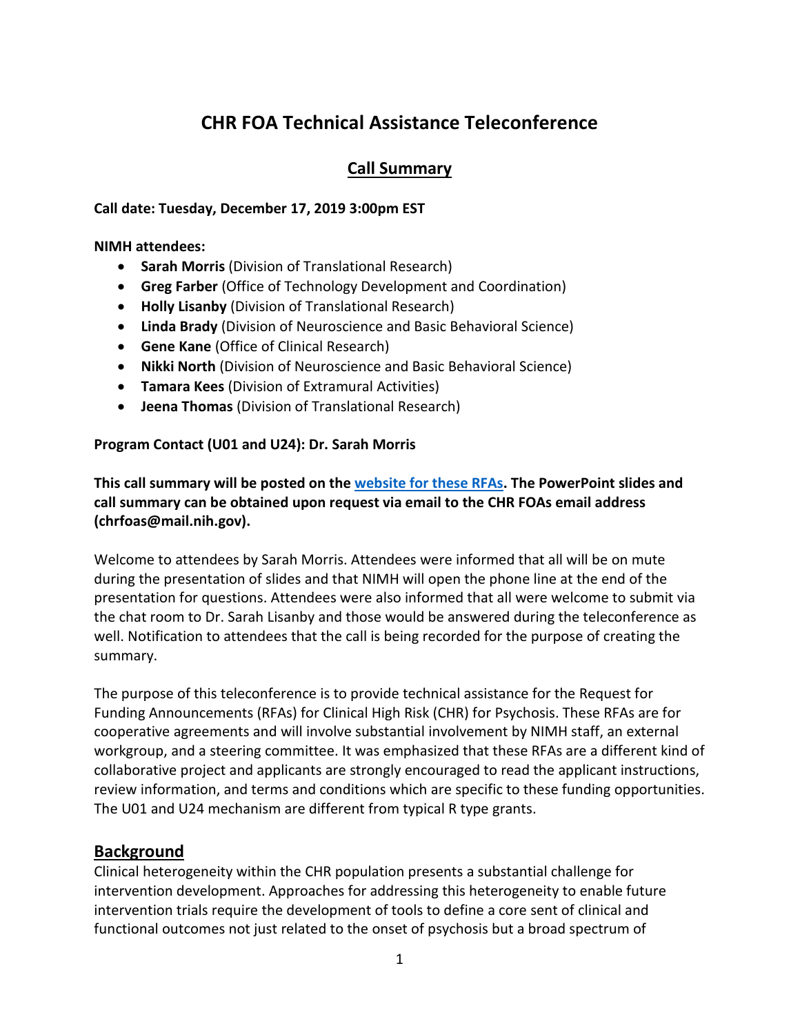# CHR FOA Technical Assistance Teleconference

## Call Summary

**Call date: Tuesday, December 17, 2019 3:00pm EST**

**NIMH attendees:**

- **Sarah Morris** (Division of Translational Research)
- **Greg Farber** (Office of Technology Development and Coordination)
- **Holly Lisanby** (Division of Translational Research)
- **Linda Brady** (Division of Neuroscience and Basic Behavioral Science)
- **Gene Kane** (Office of Clinical Research)
- **Nikki North** (Division of Neuroscience and Basic Behavioral Science)
- **Tamara Kees** (Division of Extramural Activities)
- **Jeena Thomas** (Division of Translational Research)

**Program Contact (U01 and U24): Dr. Sarah Morris**

**This call summary will be posted on the website for these RFAs. The PowerPoint slides and call summary can be obtained upon request via email to the CHR FOAs email address (chrfoas@mail.nih.gov).**

Welcome to attendees by Sarah Morris. Attendees were informed that all will be on mute during the presentation of slides and that NIMH will open the phone line at the end of the presentation for questions. Attendees were also informed that all were welcome to submit via the chat room to Dr. Sarah Lisanby and those would be answered during the teleconference as well. Notification to attendees that the call is being recorded for the purpose of creating the summary.

The purpose of this teleconference is to provide technical assistance for the Request for Funding Announcements (RFAs) for Clinical High Risk (CHR) for Psychosis. These RFAs are for cooperative agreements and will involve substantial involvement by NIMH staff, an external workgroup, and a steering committee. It was emphasized that these RFAs are a different kind of collaborative project and applicants are strongly encouraged to read the applicant instructions, review information, and terms and conditions which are specific to these funding opportunities. The U01 and U24 mechanism are different from typical R type grants.

## Background

Clinical heterogeneity within the CHR population presents a substantial challenge for intervention development. Approaches for addressing this heterogeneity to enable future intervention trials require the development of tools to define a core sent of clinical and functional outcomes not just related to the onset of psychosis but a broad spectrum of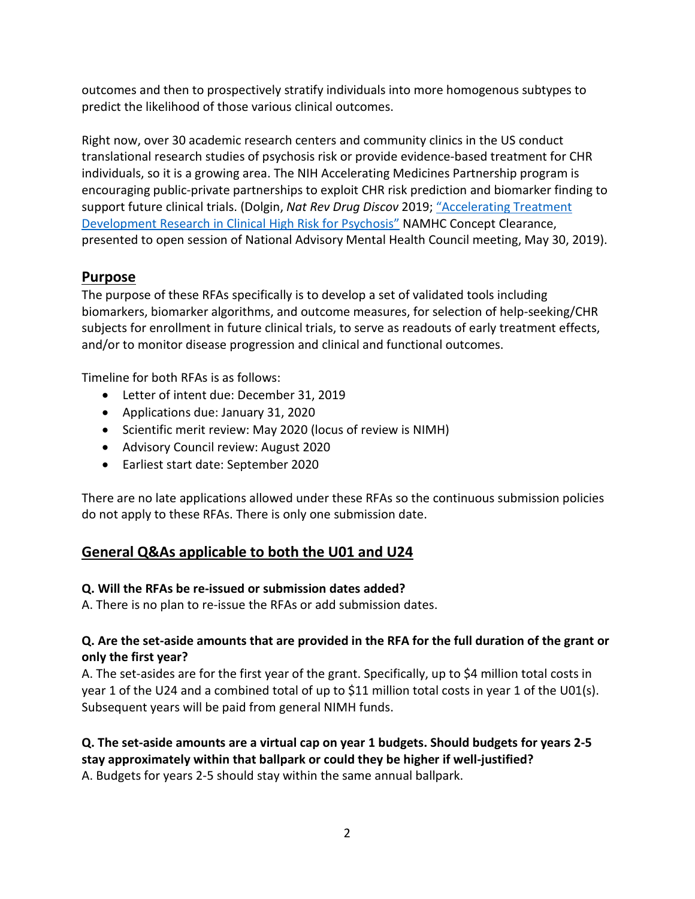outcomes and then to prospectively stratify individuals into more homogenous subtypes to predict the likelihood of those various clinical outcomes.

Right now, over 30 academic research centers and community clinics in the US conduct translational research studies of psychosis risk or provide evidence-based treatment for CHR individuals, so it is a growing area. The NIH Accelerating Medicines Partnership program is encouraging public-private partnerships to exploit CHR risk prediction and biomarker finding to support future clinical trials. (Dolgin, *Nat Rev Drug Discov* 2019; "Accelerating Treatment Development Research in Clinical High Risk for Psychosis" NAMHC Concept Clearance, presented to open session of National Advisory Mental Health Council meeting, May 30, 2019).

## Purpose

The purpose of these RFAs specifically is to develop a set of validated tools including biomarkers, biomarker algorithms, and outcome measures, for selection of help-seeking/CHR subjects for enrollment in future clinical trials, to serve as readouts of early treatment effects, and/or to monitor disease progression and clinical and functional outcomes.

Timeline for both RFAs is as follows:

- Letter of intent due: December 31, 2019
- Applications due: January 31, 2020
- Scientific merit review: May 2020 (locus of review is NIMH)
- Advisory Council review: August 2020
- Earliest start date: September 2020

There are no late applications allowed under these RFAs so the continuous submission policies do not apply to these RFAs. There is only one submission date.

## General Q&As applicable to both the U01 and U24

**Q. Will the RFAs be re-issued or submission dates added?**
A. There is no plan to re-issue the RFAs or add submission dates.

**Q. Are the set-aside amounts that are provided in the RFA for the full duration of the grant or only the first year?**
A. The set-asides are for the first year of the grant. Specifically, up to $4 million total costs in year 1 of the U24 and a combined total of up to $11 million total costs in year 1 of the U01(s). Subsequent years will be paid from general NIMH funds.

**Q. The set-aside amounts are a virtual cap on year 1 budgets. Should budgets for years 2-5 stay approximately within that ballpark or could they be higher if well-justified?**
A. Budgets for years 2-5 should stay within the same annual ballpark.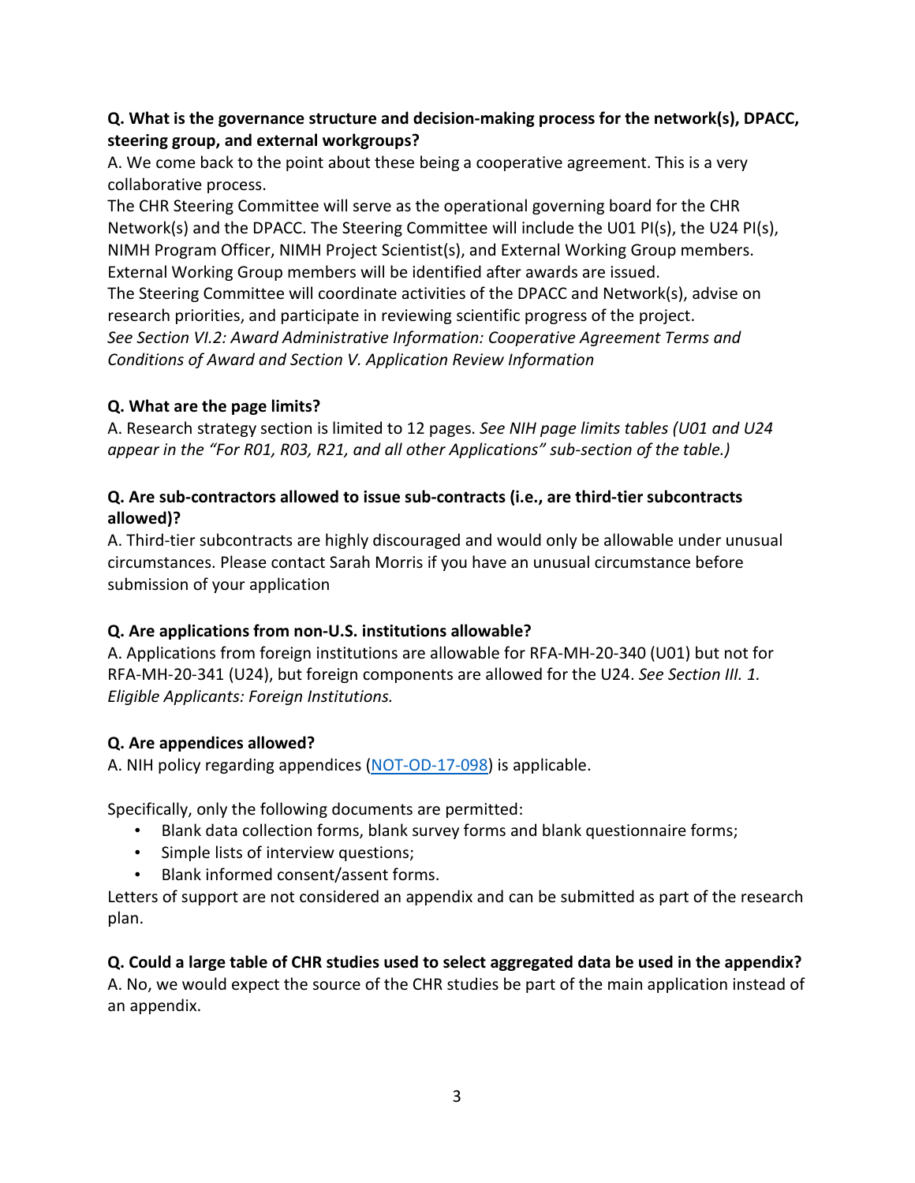**Q. What is the governance structure and decision-making process for the network(s), DPACC, steering group, and external workgroups?**

A. We come back to the point about these being a cooperative agreement. This is a very collaborative process.

The CHR Steering Committee will serve as the operational governing board for the CHR Network(s) and the DPACC. The Steering Committee will include the U01 PI(s), the U24 PI(s), NIMH Program Officer, NIMH Project Scientist(s), and External Working Group members. External Working Group members will be identified after awards are issued.

The Steering Committee will coordinate activities of the DPACC and Network(s), advise on research priorities, and participate in reviewing scientific progress of the project.

*See Section VI.2: Award Administrative Information: Cooperative Agreement Terms and Conditions of Award and Section V. Application Review Information*

**Q. What are the page limits?**

A. Research strategy section is limited to 12 pages. *See NIH page limits tables (U01 and U24 appear in the "For R01, R03, R21, and all other Applications" sub-section of the table.)*

**Q. Are sub-contractors allowed to issue sub-contracts (i.e., are third-tier subcontracts allowed)?**

A. Third-tier subcontracts are highly discouraged and would only be allowable under unusual circumstances. Please contact Sarah Morris if you have an unusual circumstance before submission of your application

**Q. Are applications from non-U.S. institutions allowable?**

A. Applications from foreign institutions are allowable for RFA-MH-20-340 (U01) but not for RFA-MH-20-341 (U24), but foreign components are allowed for the U24. *See Section III. 1. Eligible Applicants: Foreign Institutions.*

**Q. Are appendices allowed?**

A. NIH policy regarding appendices (NOT-OD-17-098) is applicable.

Specifically, only the following documents are permitted:

- Blank data collection forms, blank survey forms and blank questionnaire forms;
- Simple lists of interview questions;
- Blank informed consent/assent forms.

Letters of support are not considered an appendix and can be submitted as part of the research plan.

**Q. Could a large table of CHR studies used to select aggregated data be used in the appendix?**

A. No, we would expect the source of the CHR studies be part of the main application instead of an appendix.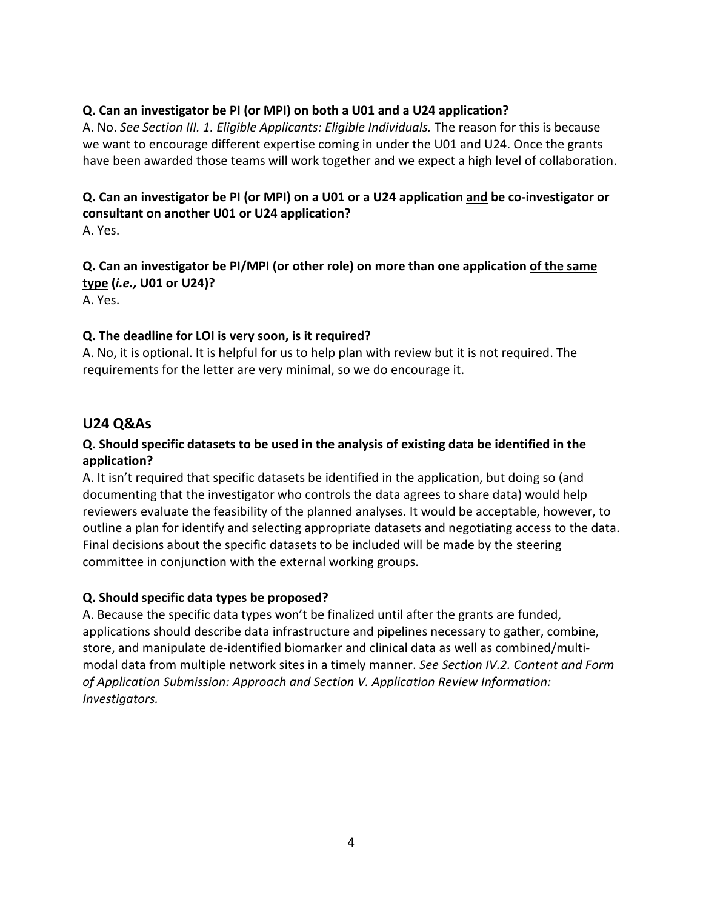**Q. Can an investigator be PI (or MPI) on both a U01 and a U24 application?**

A. No. *See Section III. 1. Eligible Applicants: Eligible Individuals.* The reason for this is because we want to encourage different expertise coming in under the U01 and U24. Once the grants have been awarded those teams will work together and we expect a high level of collaboration.

**Q. Can an investigator be PI (or MPI) on a U01 or a U24 application <u>and</u> be co-investigator or consultant on another U01 or U24 application?**

A. Yes.

**Q. Can an investigator be PI/MPI (or other role) on more than one application <u>of the same type</u> (*i.e.,* U01 or U24)?**

A. Yes.

**Q. The deadline for LOI is very soon, is it required?**

A. No, it is optional. It is helpful for us to help plan with review but it is not required. The requirements for the letter are very minimal, so we do encourage it.

## <u>U24 Q&As</u>

**Q. Should specific datasets to be used in the analysis of existing data be identified in the application?**

A. It isn't required that specific datasets be identified in the application, but doing so (and documenting that the investigator who controls the data agrees to share data) would help reviewers evaluate the feasibility of the planned analyses. It would be acceptable, however, to outline a plan for identify and selecting appropriate datasets and negotiating access to the data. Final decisions about the specific datasets to be included will be made by the steering committee in conjunction with the external working groups.

**Q. Should specific data types be proposed?**

A. Because the specific data types won't be finalized until after the grants are funded, applications should describe data infrastructure and pipelines necessary to gather, combine, store, and manipulate de-identified biomarker and clinical data as well as combined/multi-modal data from multiple network sites in a timely manner. *See Section IV.2. Content and Form of Application Submission: Approach and Section V. Application Review Information: Investigators.*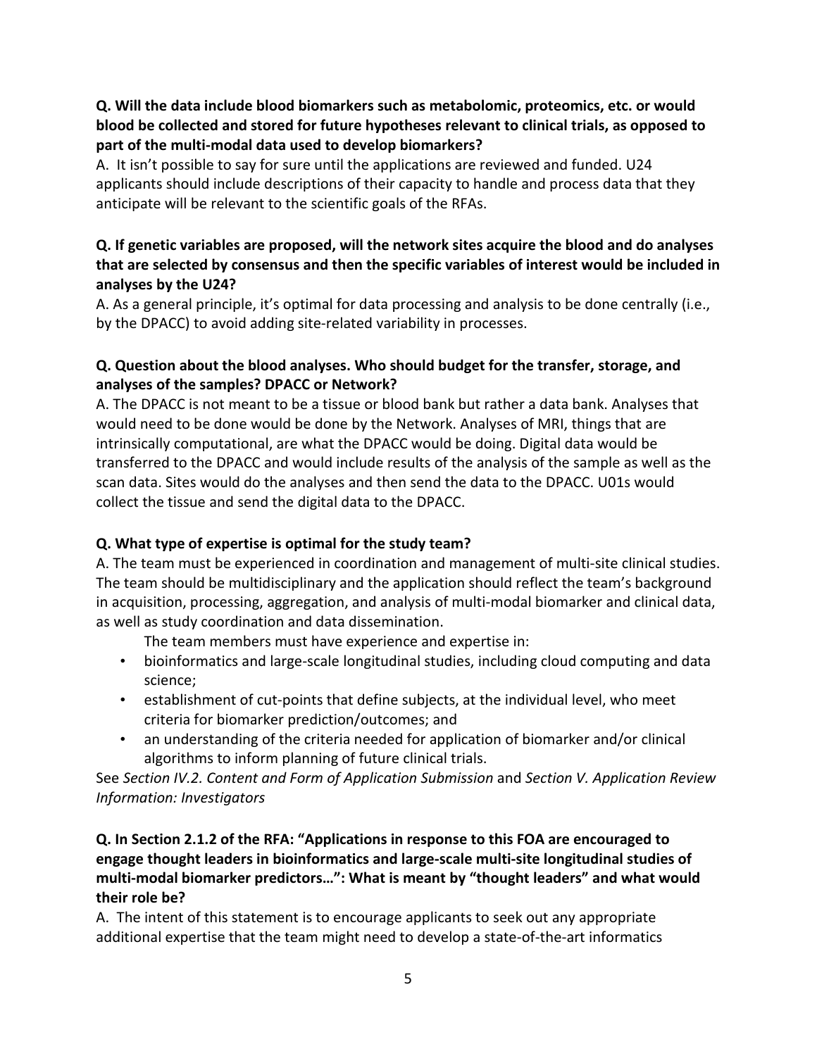**Q. Will the data include blood biomarkers such as metabolomic, proteomics, etc. or would blood be collected and stored for future hypotheses relevant to clinical trials, as opposed to part of the multi-modal data used to develop biomarkers?**

A. It isn't possible to say for sure until the applications are reviewed and funded. U24 applicants should include descriptions of their capacity to handle and process data that they anticipate will be relevant to the scientific goals of the RFAs.

**Q. If genetic variables are proposed, will the network sites acquire the blood and do analyses that are selected by consensus and then the specific variables of interest would be included in analyses by the U24?**

A. As a general principle, it's optimal for data processing and analysis to be done centrally (i.e., by the DPACC) to avoid adding site-related variability in processes.

**Q. Question about the blood analyses. Who should budget for the transfer, storage, and analyses of the samples? DPACC or Network?**

A. The DPACC is not meant to be a tissue or blood bank but rather a data bank. Analyses that would need to be done would be done by the Network. Analyses of MRI, things that are intrinsically computational, are what the DPACC would be doing. Digital data would be transferred to the DPACC and would include results of the analysis of the sample as well as the scan data. Sites would do the analyses and then send the data to the DPACC. U01s would collect the tissue and send the digital data to the DPACC.

**Q. What type of expertise is optimal for the study team?**

A. The team must be experienced in coordination and management of multi-site clinical studies. The team should be multidisciplinary and the application should reflect the team's background in acquisition, processing, aggregation, and analysis of multi-modal biomarker and clinical data, as well as study coordination and data dissemination.

The team members must have experience and expertise in:

- bioinformatics and large-scale longitudinal studies, including cloud computing and data science;
- establishment of cut-points that define subjects, at the individual level, who meet criteria for biomarker prediction/outcomes; and
- an understanding of the criteria needed for application of biomarker and/or clinical algorithms to inform planning of future clinical trials.

See *Section IV.2. Content and Form of Application Submission* and *Section V. Application Review Information: Investigators*

**Q. In Section 2.1.2 of the RFA: "Applications in response to this FOA are encouraged to engage thought leaders in bioinformatics and large-scale multi-site longitudinal studies of multi-modal biomarker predictors…": What is meant by "thought leaders" and what would their role be?**

A. The intent of this statement is to encourage applicants to seek out any appropriate additional expertise that the team might need to develop a state-of-the-art informatics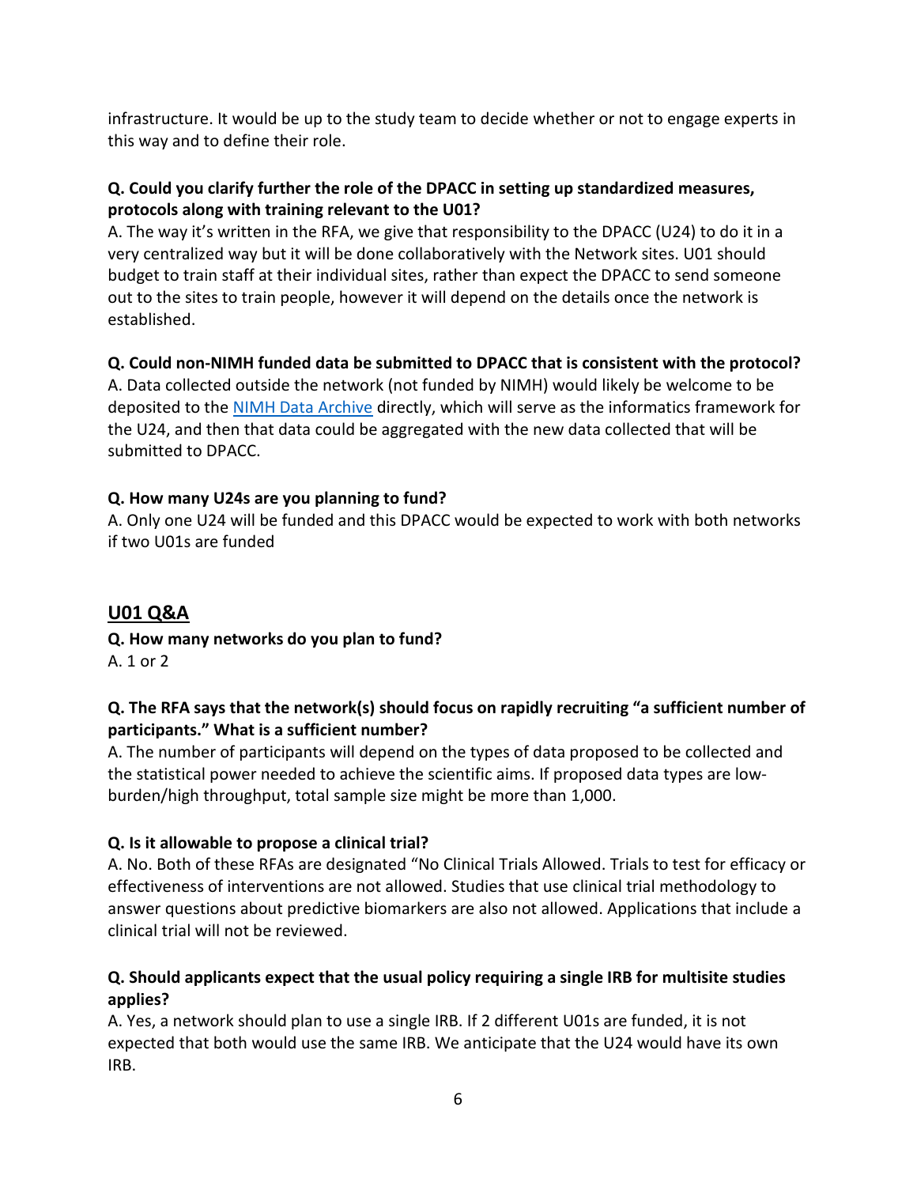infrastructure. It would be up to the study team to decide whether or not to engage experts in this way and to define their role.

**Q. Could you clarify further the role of the DPACC in setting up standardized measures, protocols along with training relevant to the U01?**

A. The way it's written in the RFA, we give that responsibility to the DPACC (U24) to do it in a very centralized way but it will be done collaboratively with the Network sites. U01 should budget to train staff at their individual sites, rather than expect the DPACC to send someone out to the sites to train people, however it will depend on the details once the network is established.

**Q. Could non-NIMH funded data be submitted to DPACC that is consistent with the protocol?**

A. Data collected outside the network (not funded by NIMH) would likely be welcome to be deposited to the [NIMH Data Archive](#) directly, which will serve as the informatics framework for the U24, and then that data could be aggregated with the new data collected that will be submitted to DPACC.

**Q. How many U24s are you planning to fund?**

A. Only one U24 will be funded and this DPACC would be expected to work with both networks if two U01s are funded

## U01 Q&A

**Q. How many networks do you plan to fund?**

A. 1 or 2

**Q. The RFA says that the network(s) should focus on rapidly recruiting "a sufficient number of participants." What is a sufficient number?**

A. The number of participants will depend on the types of data proposed to be collected and the statistical power needed to achieve the scientific aims. If proposed data types are low-burden/high throughput, total sample size might be more than 1,000.

**Q. Is it allowable to propose a clinical trial?**

A. No. Both of these RFAs are designated "No Clinical Trials Allowed. Trials to test for efficacy or effectiveness of interventions are not allowed. Studies that use clinical trial methodology to answer questions about predictive biomarkers are also not allowed. Applications that include a clinical trial will not be reviewed.

**Q. Should applicants expect that the usual policy requiring a single IRB for multisite studies applies?**

A. Yes, a network should plan to use a single IRB. If 2 different U01s are funded, it is not expected that both would use the same IRB. We anticipate that the U24 would have its own IRB.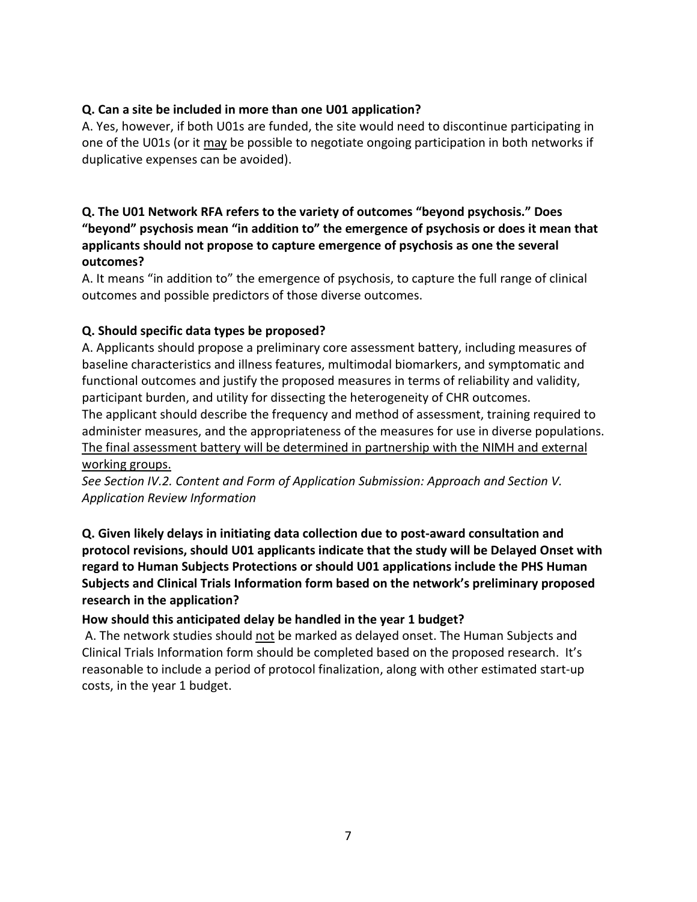**Q. Can a site be included in more than one U01 application?**

A. Yes, however, if both U01s are funded, the site would need to discontinue participating in one of the U01s (or it <u>may</u> be possible to negotiate ongoing participation in both networks if duplicative expenses can be avoided).

**Q. The U01 Network RFA refers to the variety of outcomes "beyond psychosis." Does "beyond" psychosis mean "in addition to" the emergence of psychosis or does it mean that applicants should not propose to capture emergence of psychosis as one the several outcomes?**

A. It means "in addition to" the emergence of psychosis, to capture the full range of clinical outcomes and possible predictors of those diverse outcomes.

**Q. Should specific data types be proposed?**

A. Applicants should propose a preliminary core assessment battery, including measures of baseline characteristics and illness features, multimodal biomarkers, and symptomatic and functional outcomes and justify the proposed measures in terms of reliability and validity, participant burden, and utility for dissecting the heterogeneity of CHR outcomes.
The applicant should describe the frequency and method of assessment, training required to administer measures, and the appropriateness of the measures for use in diverse populations. <u>The final assessment battery will be determined in partnership with the NIMH and external working groups.</u>

*See Section IV.2. Content and Form of Application Submission: Approach and Section V. Application Review Information*

**Q. Given likely delays in initiating data collection due to post-award consultation and protocol revisions, should U01 applicants indicate that the study will be Delayed Onset with regard to Human Subjects Protections or should U01 applications include the PHS Human Subjects and Clinical Trials Information form based on the network's preliminary proposed research in the application?**

**How should this anticipated delay be handled in the year 1 budget?**

A. The network studies should <u>not</u> be marked as delayed onset. The Human Subjects and Clinical Trials Information form should be completed based on the proposed research. It's reasonable to include a period of protocol finalization, along with other estimated start-up costs, in the year 1 budget.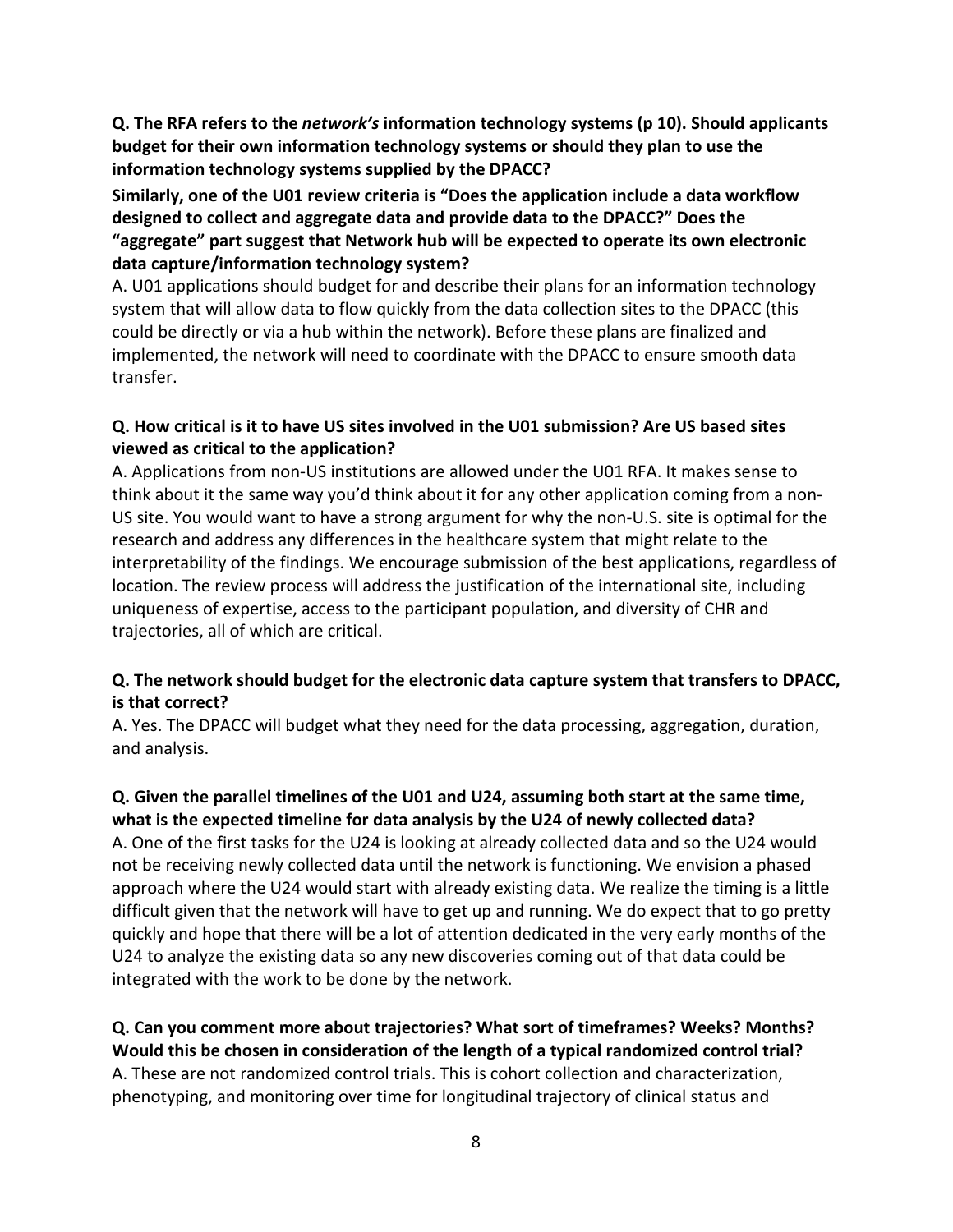**Q. The RFA refers to the *network's* information technology systems (p 10). Should applicants budget for their own information technology systems or should they plan to use the information technology systems supplied by the DPACC?**

**Similarly, one of the U01 review criteria is "Does the application include a data workflow designed to collect and aggregate data and provide data to the DPACC?" Does the "aggregate" part suggest that Network hub will be expected to operate its own electronic data capture/information technology system?**

A. U01 applications should budget for and describe their plans for an information technology system that will allow data to flow quickly from the data collection sites to the DPACC (this could be directly or via a hub within the network). Before these plans are finalized and implemented, the network will need to coordinate with the DPACC to ensure smooth data transfer.

**Q. How critical is it to have US sites involved in the U01 submission? Are US based sites viewed as critical to the application?**

A. Applications from non-US institutions are allowed under the U01 RFA. It makes sense to think about it the same way you'd think about it for any other application coming from a non-US site. You would want to have a strong argument for why the non-U.S. site is optimal for the research and address any differences in the healthcare system that might relate to the interpretability of the findings. We encourage submission of the best applications, regardless of location. The review process will address the justification of the international site, including uniqueness of expertise, access to the participant population, and diversity of CHR and trajectories, all of which are critical.

**Q. The network should budget for the electronic data capture system that transfers to DPACC, is that correct?**

A. Yes. The DPACC will budget what they need for the data processing, aggregation, duration, and analysis.

**Q. Given the parallel timelines of the U01 and U24, assuming both start at the same time, what is the expected timeline for data analysis by the U24 of newly collected data?**

A. One of the first tasks for the U24 is looking at already collected data and so the U24 would not be receiving newly collected data until the network is functioning. We envision a phased approach where the U24 would start with already existing data. We realize the timing is a little difficult given that the network will have to get up and running. We do expect that to go pretty quickly and hope that there will be a lot of attention dedicated in the very early months of the U24 to analyze the existing data so any new discoveries coming out of that data could be integrated with the work to be done by the network.

**Q. Can you comment more about trajectories? What sort of timeframes? Weeks? Months? Would this be chosen in consideration of the length of a typical randomized control trial?**

A. These are not randomized control trials. This is cohort collection and characterization, phenotyping, and monitoring over time for longitudinal trajectory of clinical status and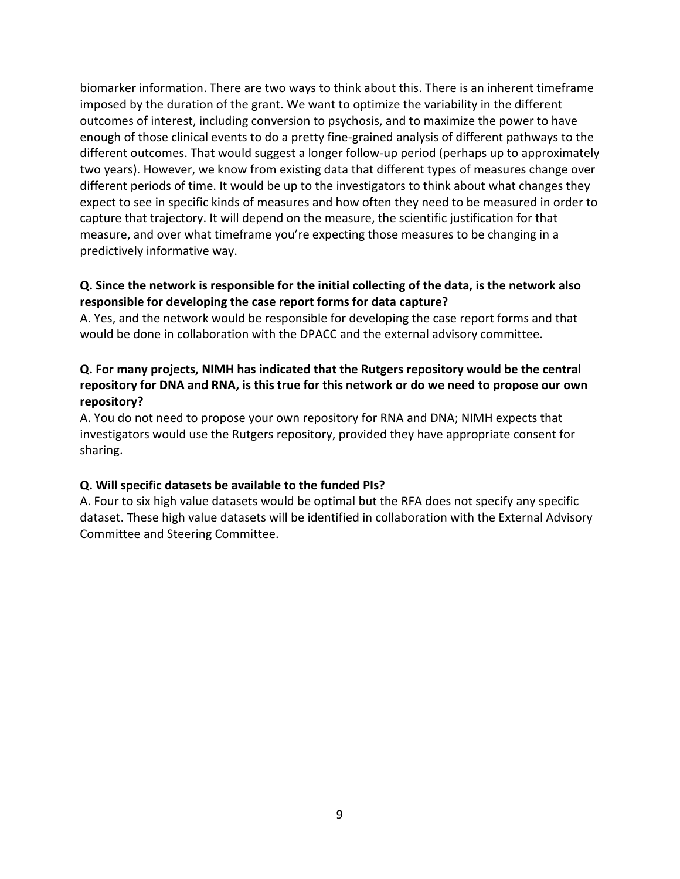biomarker information. There are two ways to think about this. There is an inherent timeframe imposed by the duration of the grant. We want to optimize the variability in the different outcomes of interest, including conversion to psychosis, and to maximize the power to have enough of those clinical events to do a pretty fine-grained analysis of different pathways to the different outcomes. That would suggest a longer follow-up period (perhaps up to approximately two years). However, we know from existing data that different types of measures change over different periods of time. It would be up to the investigators to think about what changes they expect to see in specific kinds of measures and how often they need to be measured in order to capture that trajectory. It will depend on the measure, the scientific justification for that measure, and over what timeframe you're expecting those measures to be changing in a predictively informative way.

**Q. Since the network is responsible for the initial collecting of the data, is the network also responsible for developing the case report forms for data capture?**

A. Yes, and the network would be responsible for developing the case report forms and that would be done in collaboration with the DPACC and the external advisory committee.

**Q. For many projects, NIMH has indicated that the Rutgers repository would be the central repository for DNA and RNA, is this true for this network or do we need to propose our own repository?**

A. You do not need to propose your own repository for RNA and DNA; NIMH expects that investigators would use the Rutgers repository, provided they have appropriate consent for sharing.

**Q. Will specific datasets be available to the funded PIs?**

A. Four to six high value datasets would be optimal but the RFA does not specify any specific dataset. These high value datasets will be identified in collaboration with the External Advisory Committee and Steering Committee.